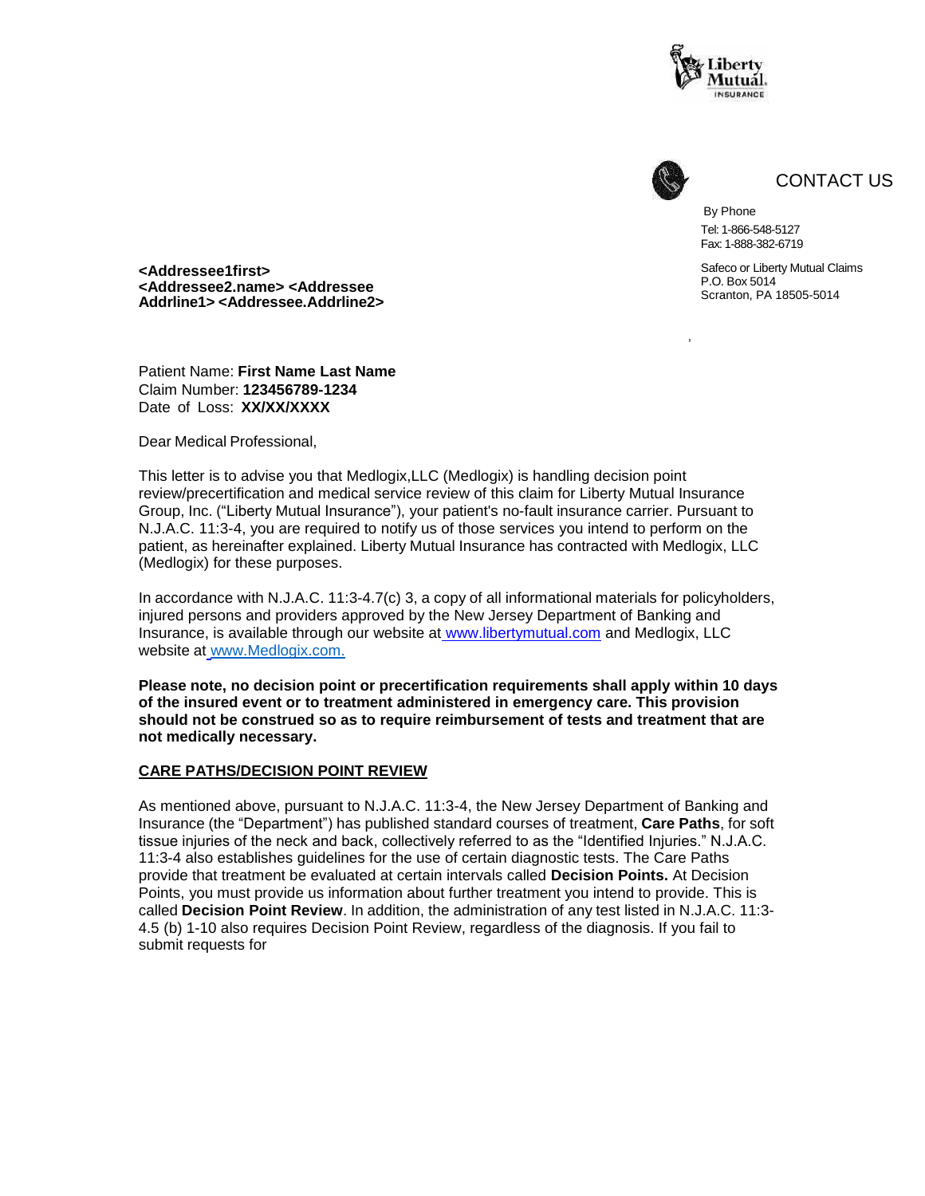CONTACT US

By Phone
Tel: 1-866-548-5127
Fax: 1-888-382-6719

Safeco or Liberty Mutual Claims
P.O. Box 5014
Scranton, PA 18505-5014

**<Addressee1first>**
**<Addressee2.name> <Addressee Addrline1> <Addressee.Addrline2>**

Patient Name: **First Name Last Name**
Claim Number: **123456789-1234**
Date of Loss: **XX/XX/XXXX**

Dear Medical Professional,

This letter is to advise you that Medlogix,LLC (Medlogix) is handling decision point review/precertification and medical service review of this claim for Liberty Mutual Insurance Group, Inc. ("Liberty Mutual Insurance"), your patient's no-fault insurance carrier. Pursuant to N.J.A.C. 11:3-4, you are required to notify us of those services you intend to perform on the patient, as hereinafter explained. Liberty Mutual Insurance has contracted with Medlogix, LLC (Medlogix) for these purposes.

In accordance with N.J.A.C. 11:3-4.7(c) 3, a copy of all informational materials for policyholders, injured persons and providers approved by the New Jersey Department of Banking and Insurance, is available through our website at www.libertymutual.com and Medlogix, LLC website at www.Medlogix.com.

**Please note, no decision point or precertification requirements shall apply within 10 days of the insured event or to treatment administered in emergency care. This provision should not be construed so as to require reimbursement of tests and treatment that are not medically necessary.**

## CARE PATHS/DECISION POINT REVIEW

As mentioned above, pursuant to N.J.A.C. 11:3-4, the New Jersey Department of Banking and Insurance (the "Department") has published standard courses of treatment, **Care Paths**, for soft tissue injuries of the neck and back, collectively referred to as the "Identified Injuries." N.J.A.C. 11:3-4 also establishes guidelines for the use of certain diagnostic tests. The Care Paths provide that treatment be evaluated at certain intervals called **Decision Points.** At Decision Points, you must provide us information about further treatment you intend to provide. This is called **Decision Point Review**. In addition, the administration of any test listed in N.J.A.C. 11:3-4.5 (b) 1-10 also requires Decision Point Review, regardless of the diagnosis. If you fail to submit requests for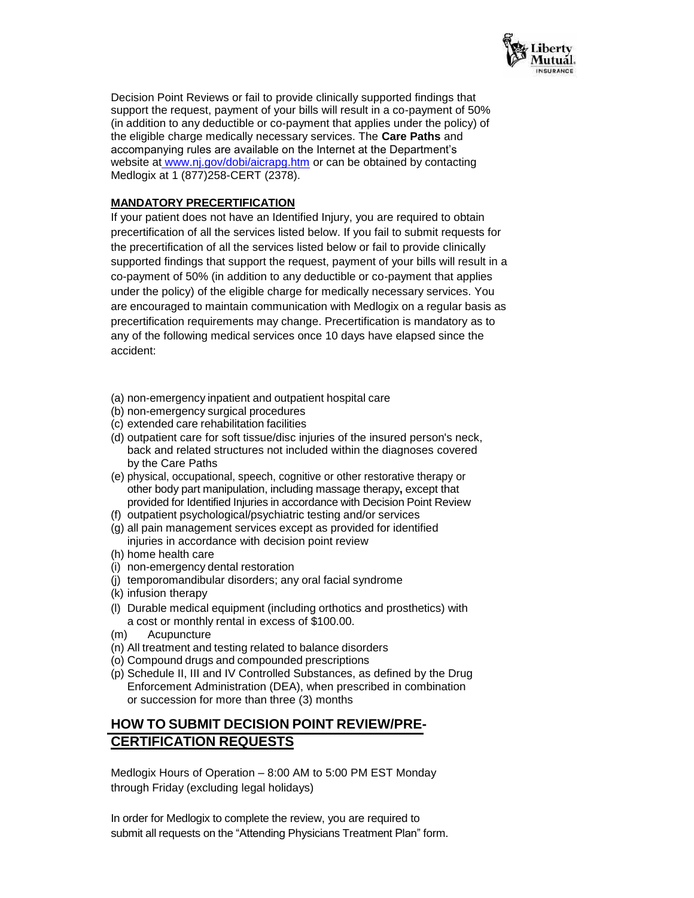Decision Point Reviews or fail to provide clinically supported findings that support the request, payment of your bills will result in a co-payment of 50% (in addition to any deductible or co-payment that applies under the policy) of the eligible charge medically necessary services. The **Care Paths** and accompanying rules are available on the Internet at the Department's website at [www.nj.gov/dobi/aicrapg.htm](http://www.nj.gov/dobi/aicrapg.htm) or can be obtained by contacting Medlogix at 1 (877)258-CERT (2378).

**MANDATORY PRECERTIFICATION**

If your patient does not have an Identified Injury, you are required to obtain precertification of all the services listed below. If you fail to submit requests for the precertification of all the services listed below or fail to provide clinically supported findings that support the request, payment of your bills will result in a co-payment of 50% (in addition to any deductible or co-payment that applies under the policy) of the eligible charge for medically necessary services. You are encouraged to maintain communication with Medlogix on a regular basis as precertification requirements may change. Precertification is mandatory as to any of the following medical services once 10 days have elapsed since the accident:

(a) non-emergency inpatient and outpatient hospital care
(b) non-emergency surgical procedures
(c) extended care rehabilitation facilities
(d) outpatient care for soft tissue/disc injuries of the insured person's neck, back and related structures not included within the diagnoses covered by the Care Paths
(e) physical, occupational, speech, cognitive or other restorative therapy or other body part manipulation, including massage therapy**,** except that provided for Identified Injuries in accordance with Decision Point Review
(f) outpatient psychological/psychiatric testing and/or services
(g) all pain management services except as provided for identified injuries in accordance with decision point review
(h) home health care
(i) non-emergency dental restoration
(j) temporomandibular disorders; any oral facial syndrome
(k) infusion therapy
(l) Durable medical equipment (including orthotics and prosthetics) with a cost or monthly rental in excess of $100.00.
(m) Acupuncture
(n) All treatment and testing related to balance disorders
(o) Compound drugs and compounded prescriptions
(p) Schedule II, III and IV Controlled Substances, as defined by the Drug Enforcement Administration (DEA), when prescribed in combination or succession for more than three (3) months

## HOW TO SUBMIT DECISION POINT REVIEW/PRE-CERTIFICATION REQUESTS

Medlogix Hours of Operation – 8:00 AM to 5:00 PM EST Monday through Friday (excluding legal holidays)

In order for Medlogix to complete the review, you are required to submit all requests on the "Attending Physicians Treatment Plan" form.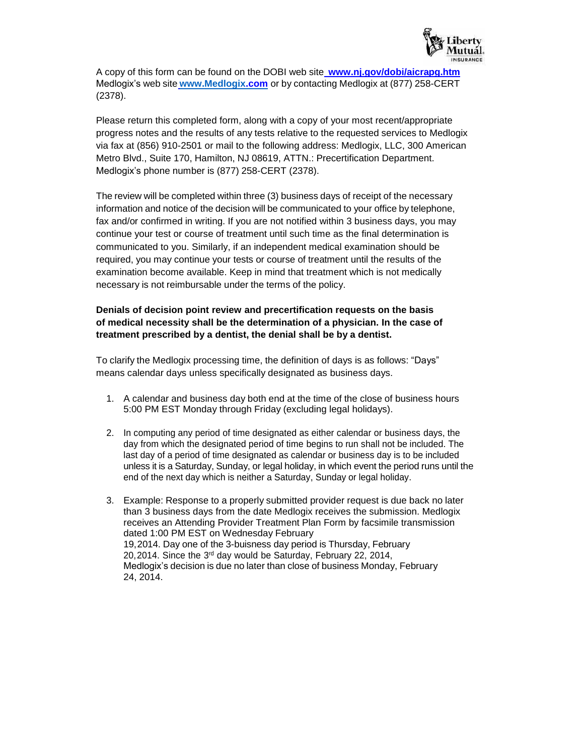A copy of this form can be found on the DOBI web site **www.nj.gov/dobi/aicrapg.htm** Medlogix's web site **www.Medlogix.com** or by contacting Medlogix at (877) 258-CERT (2378).

Please return this completed form, along with a copy of your most recent/appropriate progress notes and the results of any tests relative to the requested services to Medlogix via fax at (856) 910-2501 or mail to the following address: Medlogix, LLC, 300 American Metro Blvd., Suite 170, Hamilton, NJ 08619, ATTN.: Precertification Department. Medlogix's phone number is (877) 258-CERT (2378).

The review will be completed within three (3) business days of receipt of the necessary information and notice of the decision will be communicated to your office by telephone, fax and/or confirmed in writing. If you are not notified within 3 business days, you may continue your test or course of treatment until such time as the final determination is communicated to you. Similarly, if an independent medical examination should be required, you may continue your tests or course of treatment until the results of the examination become available. Keep in mind that treatment which is not medically necessary is not reimbursable under the terms of the policy.

**Denials of decision point review and precertification requests on the basis of medical necessity shall be the determination of a physician. In the case of treatment prescribed by a dentist, the denial shall be by a dentist.**

To clarify the Medlogix processing time, the definition of days is as follows: "Days" means calendar days unless specifically designated as business days.

1. A calendar and business day both end at the time of the close of business hours 5:00 PM EST Monday through Friday (excluding legal holidays).

2. In computing any period of time designated as either calendar or business days, the day from which the designated period of time begins to run shall not be included. The last day of a period of time designated as calendar or business day is to be included unless it is a Saturday, Sunday, or legal holiday, in which event the period runs until the end of the next day which is neither a Saturday, Sunday or legal holiday.

3. Example: Response to a properly submitted provider request is due back no later than 3 business days from the date Medlogix receives the submission. Medlogix receives an Attending Provider Treatment Plan Form by facsimile transmission dated 1:00 PM EST on Wednesday February 19, 2014. Day one of the 3-buisness day period is Thursday, February 20, 2014. Since the 3rd day would be Saturday, February 22, 2014, Medlogix's decision is due no later than close of business Monday, February 24, 2014.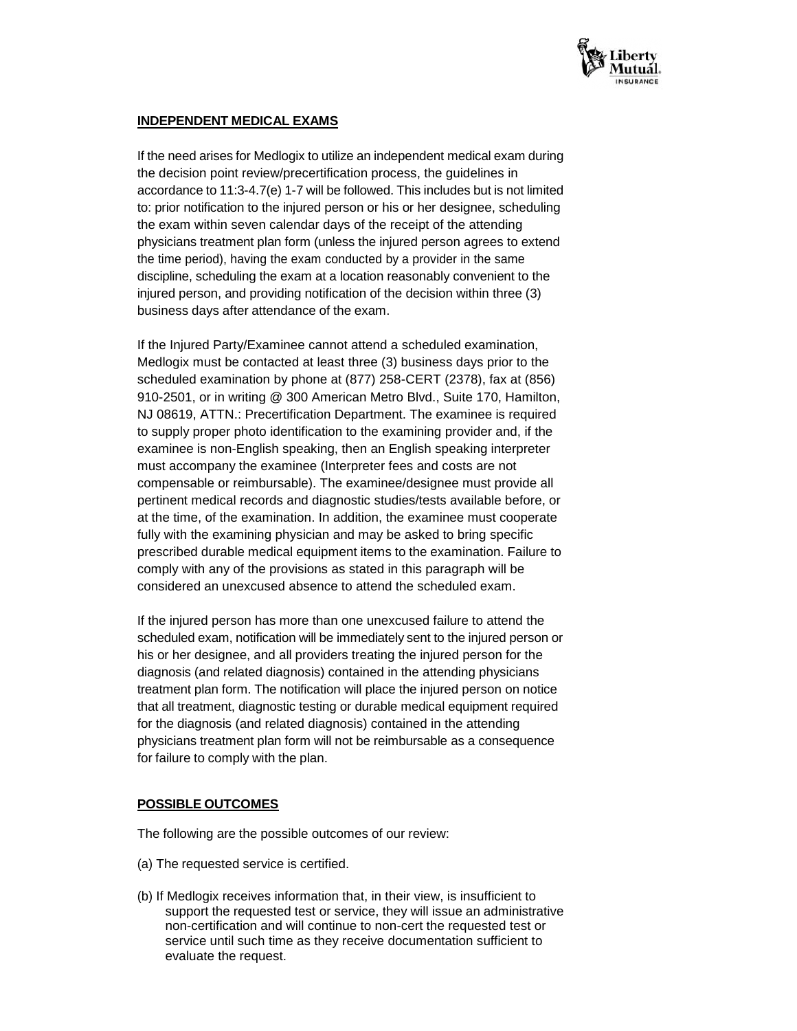## INDEPENDENT MEDICAL EXAMS

If the need arises for Medlogix to utilize an independent medical exam during the decision point review/precertification process, the guidelines in accordance to 11:3-4.7(e) 1-7 will be followed. This includes but is not limited to: prior notification to the injured person or his or her designee, scheduling the exam within seven calendar days of the receipt of the attending physicians treatment plan form (unless the injured person agrees to extend the time period), having the exam conducted by a provider in the same discipline, scheduling the exam at a location reasonably convenient to the injured person, and providing notification of the decision within three (3) business days after attendance of the exam.

If the Injured Party/Examinee cannot attend a scheduled examination, Medlogix must be contacted at least three (3) business days prior to the scheduled examination by phone at (877) 258-CERT (2378), fax at (856) 910-2501, or in writing @ 300 American Metro Blvd., Suite 170, Hamilton, NJ 08619, ATTN.: Precertification Department. The examinee is required to supply proper photo identification to the examining provider and, if the examinee is non-English speaking, then an English speaking interpreter must accompany the examinee (Interpreter fees and costs are not compensable or reimbursable). The examinee/designee must provide all pertinent medical records and diagnostic studies/tests available before, or at the time, of the examination. In addition, the examinee must cooperate fully with the examining physician and may be asked to bring specific prescribed durable medical equipment items to the examination. Failure to comply with any of the provisions as stated in this paragraph will be considered an unexcused absence to attend the scheduled exam.

If the injured person has more than one unexcused failure to attend the scheduled exam, notification will be immediately sent to the injured person or his or her designee, and all providers treating the injured person for the diagnosis (and related diagnosis) contained in the attending physicians treatment plan form. The notification will place the injured person on notice that all treatment, diagnostic testing or durable medical equipment required for the diagnosis (and related diagnosis) contained in the attending physicians treatment plan form will not be reimbursable as a consequence for failure to comply with the plan.

## POSSIBLE OUTCOMES

The following are the possible outcomes of our review:

(a) The requested service is certified.

(b) If Medlogix receives information that, in their view, is insufficient to support the requested test or service, they will issue an administrative non-certification and will continue to non-cert the requested test or service until such time as they receive documentation sufficient to evaluate the request.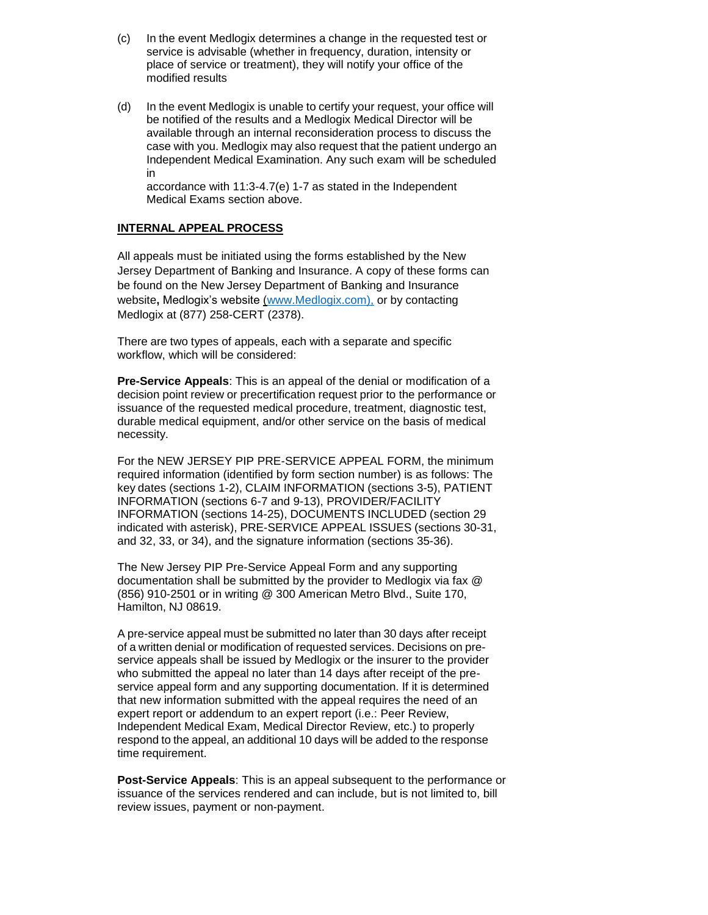(c) In the event Medlogix determines a change in the requested test or service is advisable (whether in frequency, duration, intensity or place of service or treatment), they will notify your office of the modified results

(d) In the event Medlogix is unable to certify your request, your office will be notified of the results and a Medlogix Medical Director will be available through an internal reconsideration process to discuss the case with you. Medlogix may also request that the patient undergo an Independent Medical Examination. Any such exam will be scheduled in accordance with 11:3-4.7(e) 1-7 as stated in the Independent Medical Exams section above.

## INTERNAL APPEAL PROCESS

All appeals must be initiated using the forms established by the New Jersey Department of Banking and Insurance. A copy of these forms can be found on the New Jersey Department of Banking and Insurance website**,** Medlogix's website (www.Medlogix.com), or by contacting Medlogix at (877) 258-CERT (2378).

There are two types of appeals, each with a separate and specific workflow, which will be considered:

**Pre-Service Appeals**: This is an appeal of the denial or modification of a decision point review or precertification request prior to the performance or issuance of the requested medical procedure, treatment, diagnostic test, durable medical equipment, and/or other service on the basis of medical necessity.

For the NEW JERSEY PIP PRE-SERVICE APPEAL FORM, the minimum required information (identified by form section number) is as follows: The key dates (sections 1-2), CLAIM INFORMATION (sections 3-5), PATIENT INFORMATION (sections 6-7 and 9-13), PROVIDER/FACILITY INFORMATION (sections 14-25), DOCUMENTS INCLUDED (section 29 indicated with asterisk), PRE-SERVICE APPEAL ISSUES (sections 30-31, and 32, 33, or 34), and the signature information (sections 35-36).

The New Jersey PIP Pre-Service Appeal Form and any supporting documentation shall be submitted by the provider to Medlogix via fax @ (856) 910-2501 or in writing @ 300 American Metro Blvd., Suite 170, Hamilton, NJ 08619.

A pre-service appeal must be submitted no later than 30 days after receipt of a written denial or modification of requested services. Decisions on pre-service appeals shall be issued by Medlogix or the insurer to the provider who submitted the appeal no later than 14 days after receipt of the pre-service appeal form and any supporting documentation. If it is determined that new information submitted with the appeal requires the need of an expert report or addendum to an expert report (i.e.: Peer Review, Independent Medical Exam, Medical Director Review, etc.) to properly respond to the appeal, an additional 10 days will be added to the response time requirement.

**Post-Service Appeals**: This is an appeal subsequent to the performance or issuance of the services rendered and can include, but is not limited to, bill review issues, payment or non-payment.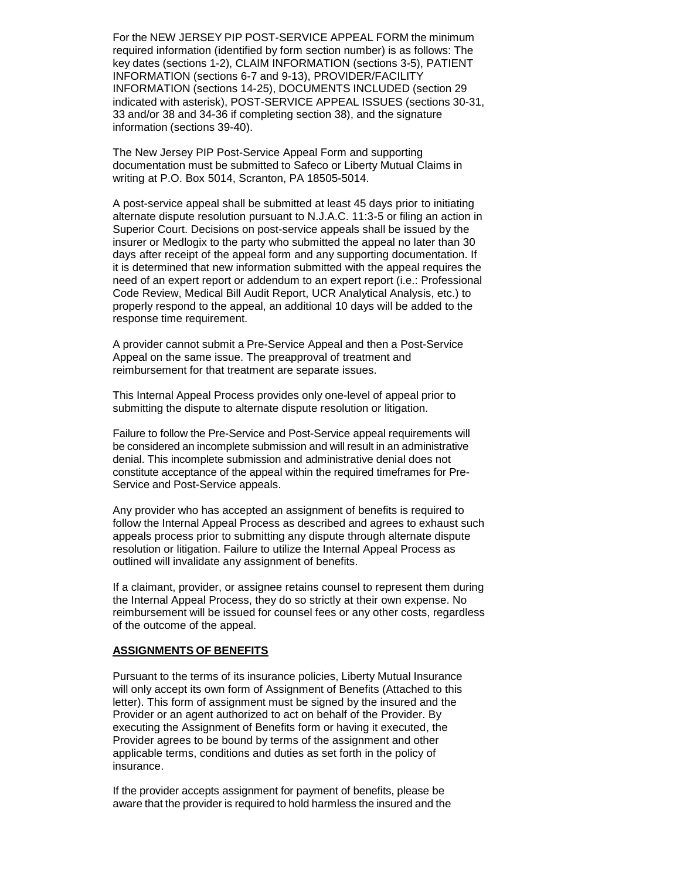For the NEW JERSEY PIP POST-SERVICE APPEAL FORM the minimum required information (identified by form section number) is as follows: The key dates (sections 1-2), CLAIM INFORMATION (sections 3-5), PATIENT INFORMATION (sections 6-7 and 9-13), PROVIDER/FACILITY INFORMATION (sections 14-25), DOCUMENTS INCLUDED (section 29 indicated with asterisk), POST-SERVICE APPEAL ISSUES (sections 30-31, 33 and/or 38 and 34-36 if completing section 38), and the signature information (sections 39-40).

The New Jersey PIP Post-Service Appeal Form and supporting documentation must be submitted to Safeco or Liberty Mutual Claims in writing at P.O. Box 5014, Scranton, PA 18505-5014.

A post-service appeal shall be submitted at least 45 days prior to initiating alternate dispute resolution pursuant to N.J.A.C. 11:3-5 or filing an action in Superior Court. Decisions on post-service appeals shall be issued by the insurer or Medlogix to the party who submitted the appeal no later than 30 days after receipt of the appeal form and any supporting documentation. If it is determined that new information submitted with the appeal requires the need of an expert report or addendum to an expert report (i.e.: Professional Code Review, Medical Bill Audit Report, UCR Analytical Analysis, etc.) to properly respond to the appeal, an additional 10 days will be added to the response time requirement.

A provider cannot submit a Pre-Service Appeal and then a Post-Service Appeal on the same issue. The preapproval of treatment and reimbursement for that treatment are separate issues.

This Internal Appeal Process provides only one-level of appeal prior to submitting the dispute to alternate dispute resolution or litigation.

Failure to follow the Pre-Service and Post-Service appeal requirements will be considered an incomplete submission and will result in an administrative denial. This incomplete submission and administrative denial does not constitute acceptance of the appeal within the required timeframes for Pre-Service and Post-Service appeals.

Any provider who has accepted an assignment of benefits is required to follow the Internal Appeal Process as described and agrees to exhaust such appeals process prior to submitting any dispute through alternate dispute resolution or litigation. Failure to utilize the Internal Appeal Process as outlined will invalidate any assignment of benefits.

If a claimant, provider, or assignee retains counsel to represent them during the Internal Appeal Process, they do so strictly at their own expense. No reimbursement will be issued for counsel fees or any other costs, regardless of the outcome of the appeal.

## ASSIGNMENTS OF BENEFITS

Pursuant to the terms of its insurance policies, Liberty Mutual Insurance will only accept its own form of Assignment of Benefits (Attached to this letter). This form of assignment must be signed by the insured and the Provider or an agent authorized to act on behalf of the Provider. By executing the Assignment of Benefits form or having it executed, the Provider agrees to be bound by terms of the assignment and other applicable terms, conditions and duties as set forth in the policy of insurance.

If the provider accepts assignment for payment of benefits, please be aware that the provider is required to hold harmless the insured and the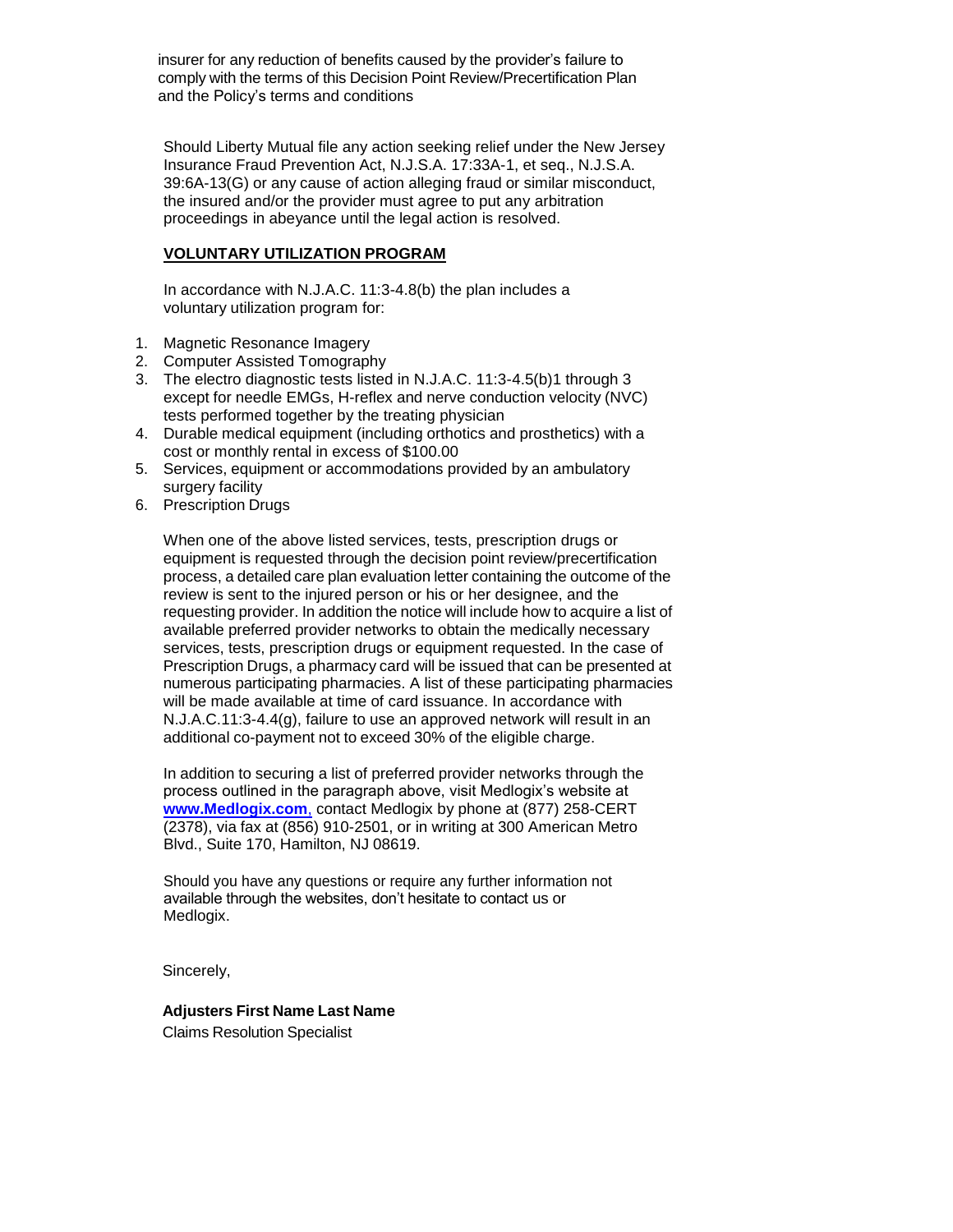insurer for any reduction of benefits caused by the provider's failure to comply with the terms of this Decision Point Review/Precertification Plan and the Policy's terms and conditions

Should Liberty Mutual file any action seeking relief under the New Jersey Insurance Fraud Prevention Act, N.J.S.A. 17:33A-1, et seq., N.J.S.A. 39:6A-13(G) or any cause of action alleging fraud or similar misconduct, the insured and/or the provider must agree to put any arbitration proceedings in abeyance until the legal action is resolved.

**VOLUNTARY UTILIZATION PROGRAM**

In accordance with N.J.A.C. 11:3-4.8(b) the plan includes a voluntary utilization program for:

1. Magnetic Resonance Imagery
2. Computer Assisted Tomography
3. The electro diagnostic tests listed in N.J.A.C. 11:3-4.5(b)1 through 3 except for needle EMGs, H-reflex and nerve conduction velocity (NVC) tests performed together by the treating physician
4. Durable medical equipment (including orthotics and prosthetics) with a cost or monthly rental in excess of $100.00
5. Services, equipment or accommodations provided by an ambulatory surgery facility
6. Prescription Drugs

When one of the above listed services, tests, prescription drugs or equipment is requested through the decision point review/precertification process, a detailed care plan evaluation letter containing the outcome of the review is sent to the injured person or his or her designee, and the requesting provider. In addition the notice will include how to acquire a list of available preferred provider networks to obtain the medically necessary services, tests, prescription drugs or equipment requested. In the case of Prescription Drugs, a pharmacy card will be issued that can be presented at numerous participating pharmacies. A list of these participating pharmacies will be made available at time of card issuance. In accordance with N.J.A.C.11:3-4.4(g), failure to use an approved network will result in an additional co-payment not to exceed 30% of the eligible charge.

In addition to securing a list of preferred provider networks through the process outlined in the paragraph above, visit Medlogix's website at **www.Medlogix.com**, contact Medlogix by phone at (877) 258-CERT (2378), via fax at (856) 910-2501, or in writing at 300 American Metro Blvd., Suite 170, Hamilton, NJ 08619.

Should you have any questions or require any further information not available through the websites, don't hesitate to contact us or Medlogix.

Sincerely,

**Adjusters First Name Last Name**
Claims Resolution Specialist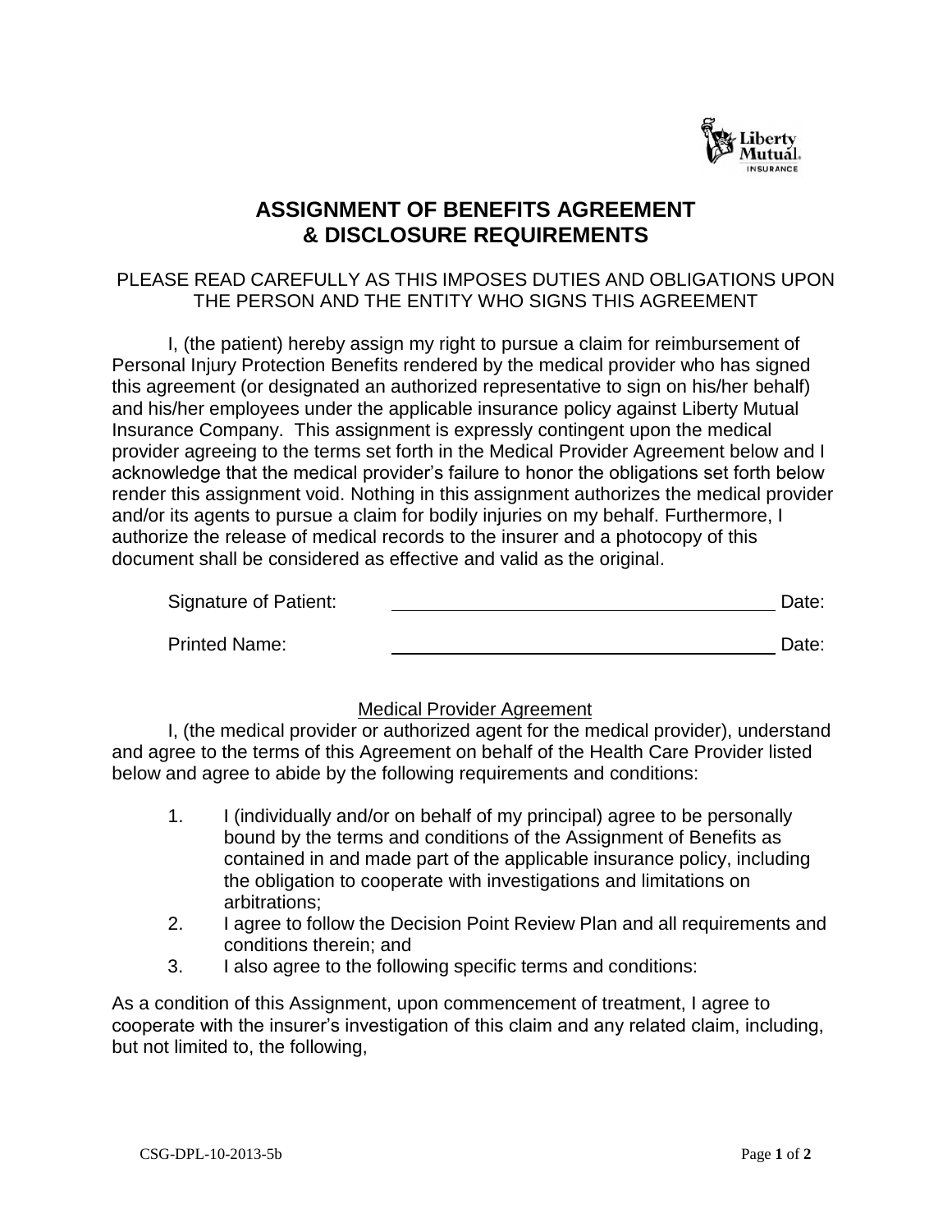# ASSIGNMENT OF BENEFITS AGREEMENT & DISCLOSURE REQUIREMENTS

PLEASE READ CAREFULLY AS THIS IMPOSES DUTIES AND OBLIGATIONS UPON THE PERSON AND THE ENTITY WHO SIGNS THIS AGREEMENT

I, (the patient) hereby assign my right to pursue a claim for reimbursement of Personal Injury Protection Benefits rendered by the medical provider who has signed this agreement (or designated an authorized representative to sign on his/her behalf) and his/her employees under the applicable insurance policy against Liberty Mutual Insurance Company. This assignment is expressly contingent upon the medical provider agreeing to the terms set forth in the Medical Provider Agreement below and I acknowledge that the medical provider's failure to honor the obligations set forth below render this assignment void. Nothing in this assignment authorizes the medical provider and/or its agents to pursue a claim for bodily injuries on my behalf. Furthermore, I authorize the release of medical records to the insurer and a photocopy of this document shall be considered as effective and valid as the original.

Signature of Patient: ______________________________ Date:

Printed Name: ______________________________ Date:

<u>Medical Provider Agreement</u>

I, (the medical provider or authorized agent for the medical provider), understand and agree to the terms of this Agreement on behalf of the Health Care Provider listed below and agree to abide by the following requirements and conditions:

1. I (individually and/or on behalf of my principal) agree to be personally bound by the terms and conditions of the Assignment of Benefits as contained in and made part of the applicable insurance policy, including the obligation to cooperate with investigations and limitations on arbitrations;
2. I agree to follow the Decision Point Review Plan and all requirements and conditions therein; and
3. I also agree to the following specific terms and conditions:

As a condition of this Assignment, upon commencement of treatment, I agree to cooperate with the insurer's investigation of this claim and any related claim, including, but not limited to, the following,

CSG-DPL-10-2013-5b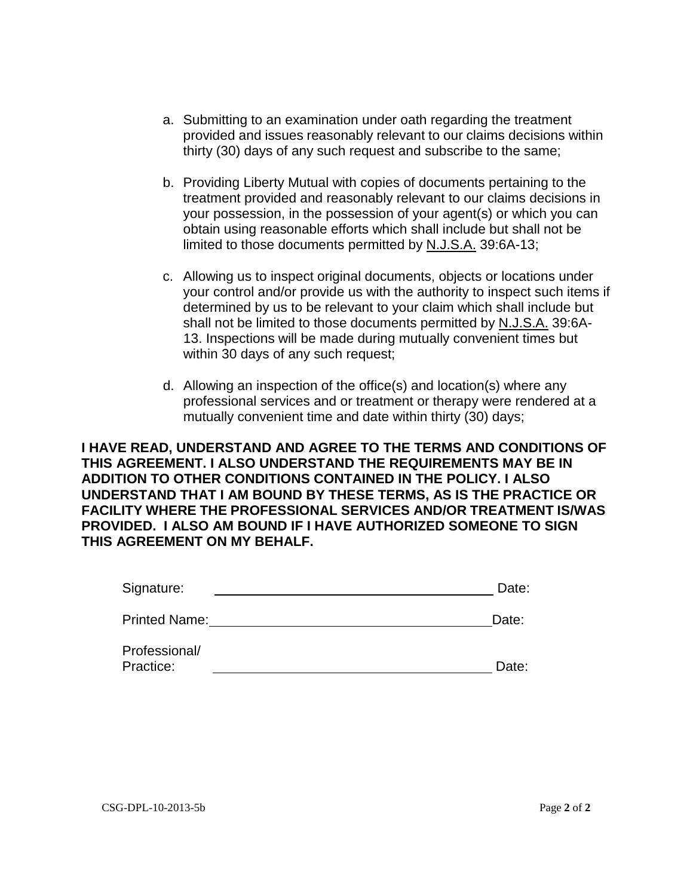a. Submitting to an examination under oath regarding the treatment provided and issues reasonably relevant to our claims decisions within thirty (30) days of any such request and subscribe to the same;

b. Providing Liberty Mutual with copies of documents pertaining to the treatment provided and reasonably relevant to our claims decisions in your possession, in the possession of your agent(s) or which you can obtain using reasonable efforts which shall include but shall not be limited to those documents permitted by N.J.S.A. 39:6A-13;

c. Allowing us to inspect original documents, objects or locations under your control and/or provide us with the authority to inspect such items if determined by us to be relevant to your claim which shall include but shall not be limited to those documents permitted by N.J.S.A. 39:6A-13. Inspections will be made during mutually convenient times but within 30 days of any such request;

d. Allowing an inspection of the office(s) and location(s) where any professional services and or treatment or therapy were rendered at a mutually convenient time and date within thirty (30) days;

**I HAVE READ, UNDERSTAND AND AGREE TO THE TERMS AND CONDITIONS OF THIS AGREEMENT. I ALSO UNDERSTAND THE REQUIREMENTS MAY BE IN ADDITION TO OTHER CONDITIONS CONTAINED IN THE POLICY. I ALSO UNDERSTAND THAT I AM BOUND BY THESE TERMS, AS IS THE PRACTICE OR FACILITY WHERE THE PROFESSIONAL SERVICES AND/OR TREATMENT IS/WAS PROVIDED. I ALSO AM BOUND IF I HAVE AUTHORIZED SOMEONE TO SIGN THIS AGREEMENT ON MY BEHALF.**

Signature: ______________________________________ Date:

Printed Name: ______________________________________ Date:

Professional/ Practice: ______________________________________ Date:

CSG-DPL-10-2013-5b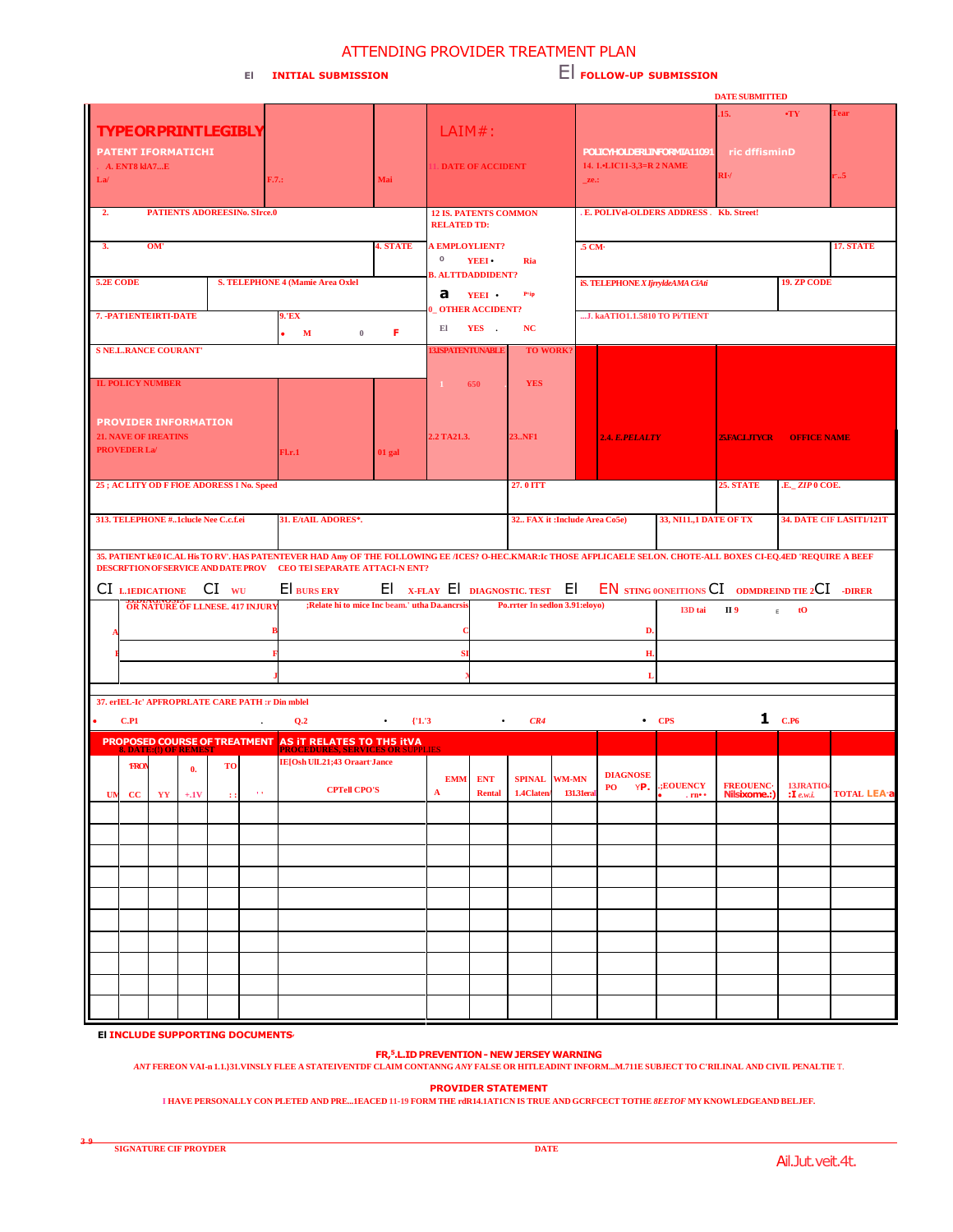# ATTENDING PROVIDER TREATMENT PLAN

El **INITIAL SUBMISSION** El **FOLLOW-UP SUBMISSION**

DATE SUBMITTED

**TYPEORPRINTLEGIBLY**

PATENT IFORMATICHI

A. ENT8 kIA7...E

La/ F.7.: Mai

LAIM#:

11. DATE OF ACCIDENT

POLICYHOLDERLINFORMIA11091 ric dffisminD

14. 1.•LIC11-3,3=R 2 NAME

_ze.: RI-/

.15. •TY Tear

r'..5

2. PATIENTS ADOREESINo. SIrce.0

12 IS. PATENTS COMMON RELATED TD:

. E. POLIVel-OLDERS ADDRESS . Kb. Street!

3. OM' 4. STATE

A EMPLOYLIENT? o YEEI • Ria

B. ALTTDADDIDENT? a YEEI • P'ip

0_ OTHER ACCIDENT? El YES . NC

.5 CM· 17. STATE

5.2E CODE S. TELEPHONE 4 (Mamie Area Oxlel

iS. TELEPHONE X IjrryldeAMA CiAti 19. ZP CODE

7. -PAT1ENTEIRTI-DATE 9.'EX • M 0 F

...J. kaATIO1.1.5810 TO Pi/TIENT

S NE.L.RANCE COURANT'

13.ISPATENTUNABLE TO WORK?

II. POLICY NUMBER 1 650 YES

PROVIDER INFORMATION

21. NAVE OF IREATINS PROVEDER La/ Fl.r.1 01 gal

2.2 TA21.3. 23..NF1 2.4. E.PELALTY 25.FACLJTYCR OFFICE NAME

25 ; AC LITY OD F FIOE ADORESS I No. Speed 27. 0 ITT 25. STATE .E._ ZIP 0 COE.

313. TELEPHONE #..1clucle Nee C.c.f.ei 31. E/tAIL ADORES*. 32.. FAX it :Include Area Co5e) 33, NI11.,1 DATE OF TX 34. DATE CIF LASIT1/121T

35. PATIENT kE0 IC.AL His TO RV'. HAS PATENTEVER HAD Amy OF THE FOLLOWING EE /ICES? O-HEC.KMAR:Ic THOSE AFPLICAELE SELON. CHOTE-ALL BOXES CI-EQ.4ED 'REQUIRE A BEEF DESCRFTION OF SERVICE AND DATE PROV CEO TEI SEPARATE ATTACI-N ENT?

CI L.1EDICATIONE CI WU El BURS ERY El X-FLAY El DIAGNOSTIC. TEST El EN STING 0ONEITIONS CI ODMDREIND TIE 2CI -DIRER

| | | | | |
|---|---|---|---|---|
| 35.DIAGNOSIS OR NATURE OF LLNESE. 417 INJURY | ;Relate hi to mice Inc beam.' utha Da.ancrsis | Po.rrter In sedlon 3.91:eloyo) | I3D tai | II 9 E tO |
| A | B | C | D. | |
| E | F | SI | H. | |
| | J | X | L | |

37. erIEL-Ic' AFPROPRLATE CARE PATH :r Din mblel

• C.P1 . Q.2 • {'1.'3 • CR4 • CPS 1 C.P6

**PROPOSED COURSE OF TREATMENT AS iT RELATES TO THS itVA**

| 8. DATE:(!) OF REMEST | | | | | | PROCEDURES, SERVICES OR SUPPLIES | | | | | | | | |
|---|---|---|---|---|---|---|---|---|---|---|---|---|---|---|
| FRON | | | TO | | | IE[Osh UIL21;43 Oraart·Jance | | | | | | | | |
| UM | CC | YY | 0. +.1V | : : | ' ' | CPTell CPO'S | EMM A | ENT Rental | SPINAL 1.4Claten/ | WM-MN 13131eral | DIAGNOSE PO YP. | .;EOUENCY . rn• • | FREOUENC· Nilsixome.:) | 13JRATIO :I e.w.i. | TOTAL LEA·a |
| | | | | | | | | | | | | | | |
| | | | | | | | | | | | | | | |
| | | | | | | | | | | | | | | |
| | | | | | | | | | | | | | | |
| | | | | | | | | | | | | | | |
| | | | | | | | | | | | | | | |
| | | | | | | | | | | | | | | |
| | | | | | | | | | | | | | | |
| | | | | | | | | | | | | | | |
| | | | | | | | | | | | | | | |

El INCLUDE SUPPORTING DOCUMENTS

**FR,5.L.ID PREVENTION - NEW JERSEY WARNING**

ANT FEREON VAI-n 1.1.}31.VINSLY FLEE A STATEIVENTDF CLAIM CONTANNG ANY FALSE OR HITLEADINT INFORM...M.711E SUBJECT TO C'RILINAL AND CIVIL PENALTIE T.

**PROVIDER STATEMENT**

I HAVE PERSONALLY CON PLETED AND PRE...1EACED 11-19 FORM THE rdR14.1AT1CN IS TRUE AND GCRFCECT TOTHE 8EETOF MY KNOWLEDGEAND BELJEF.

SIGNATURE CIF PROYDER DATE

Ail.Jut.veit.4t.